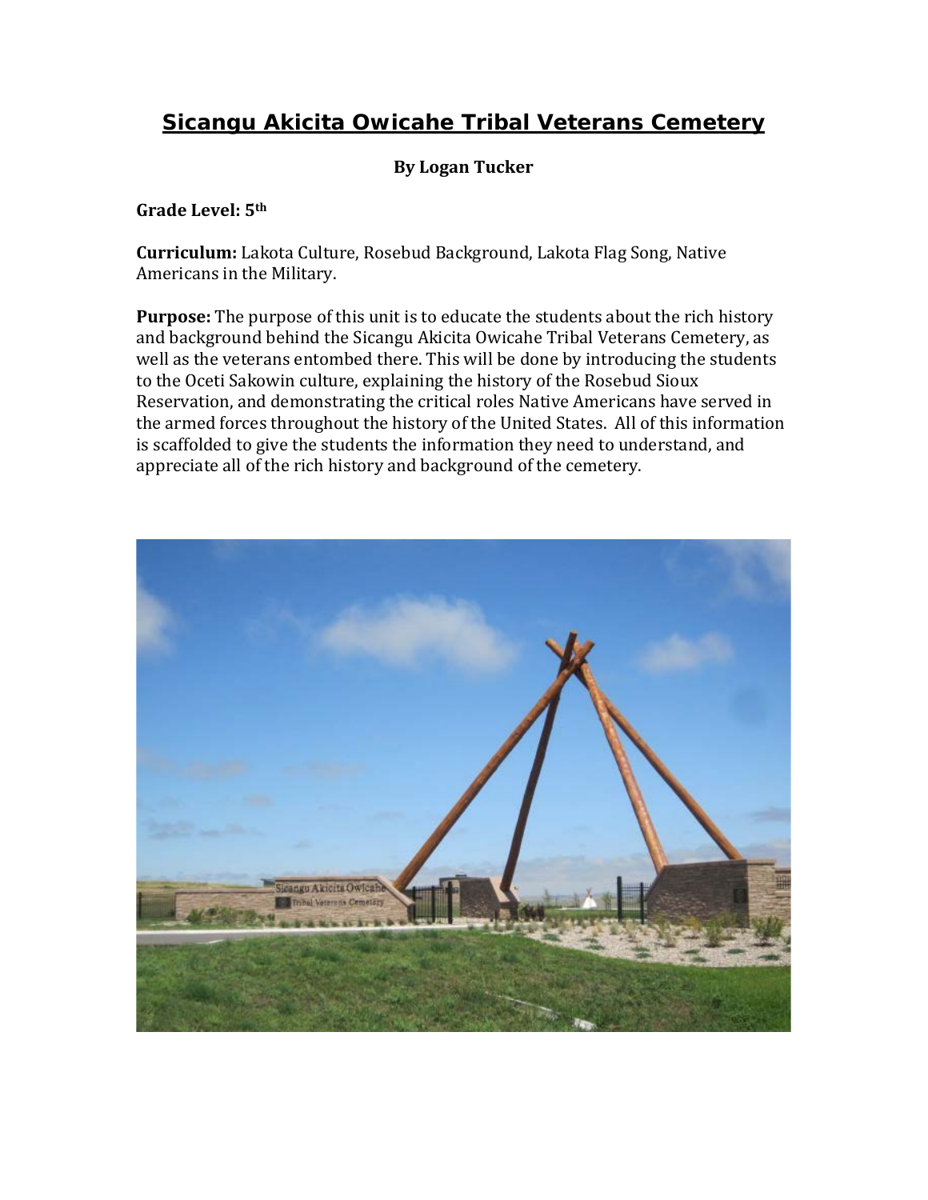# Sicangu Akicita Owicahe Tribal Veterans Cemetery

**By Logan Tucker**

**Grade Level: 5th**

**Curriculum:** Lakota Culture, Rosebud Background, Lakota Flag Song, Native Americans in the Military.

**Purpose:** The purpose of this unit is to educate the students about the rich history and background behind the Sicangu Akicita Owicahe Tribal Veterans Cemetery, as well as the veterans entombed there. This will be done by introducing the students to the Oceti Sakowin culture, explaining the history of the Rosebud Sioux Reservation, and demonstrating the critical roles Native Americans have served in the armed forces throughout the history of the United States. All of this information is scaffolded to give the students the information they need to understand, and appreciate all of the rich history and background of the cemetery.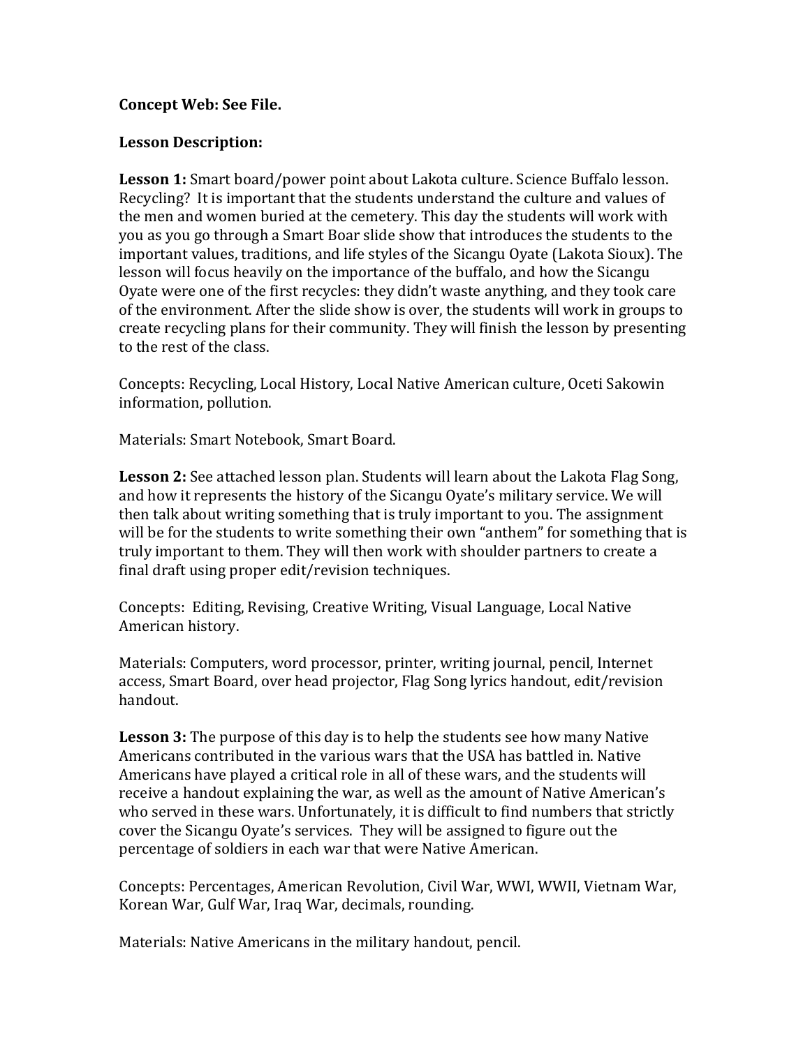**Concept Web: See File.**

**Lesson Description:**

**Lesson 1:** Smart board/power point about Lakota culture. Science Buffalo lesson. Recycling? It is important that the students understand the culture and values of the men and women buried at the cemetery. This day the students will work with you as you go through a Smart Boar slide show that introduces the students to the important values, traditions, and life styles of the Sicangu Oyate (Lakota Sioux). The lesson will focus heavily on the importance of the buffalo, and how the Sicangu Oyate were one of the first recycles: they didn't waste anything, and they took care of the environment. After the slide show is over, the students will work in groups to create recycling plans for their community. They will finish the lesson by presenting to the rest of the class.

Concepts: Recycling, Local History, Local Native American culture, Oceti Sakowin information, pollution.

Materials: Smart Notebook, Smart Board.

**Lesson 2:** See attached lesson plan. Students will learn about the Lakota Flag Song, and how it represents the history of the Sicangu Oyate's military service. We will then talk about writing something that is truly important to you. The assignment will be for the students to write something their own "anthem" for something that is truly important to them. They will then work with shoulder partners to create a final draft using proper edit/revision techniques.

Concepts: Editing, Revising, Creative Writing, Visual Language, Local Native American history.

Materials: Computers, word processor, printer, writing journal, pencil, Internet access, Smart Board, over head projector, Flag Song lyrics handout, edit/revision handout.

**Lesson 3:** The purpose of this day is to help the students see how many Native Americans contributed in the various wars that the USA has battled in. Native Americans have played a critical role in all of these wars, and the students will receive a handout explaining the war, as well as the amount of Native American's who served in these wars. Unfortunately, it is difficult to find numbers that strictly cover the Sicangu Oyate's services. They will be assigned to figure out the percentage of soldiers in each war that were Native American.

Concepts: Percentages, American Revolution, Civil War, WWI, WWII, Vietnam War, Korean War, Gulf War, Iraq War, decimals, rounding.

Materials: Native Americans in the military handout, pencil.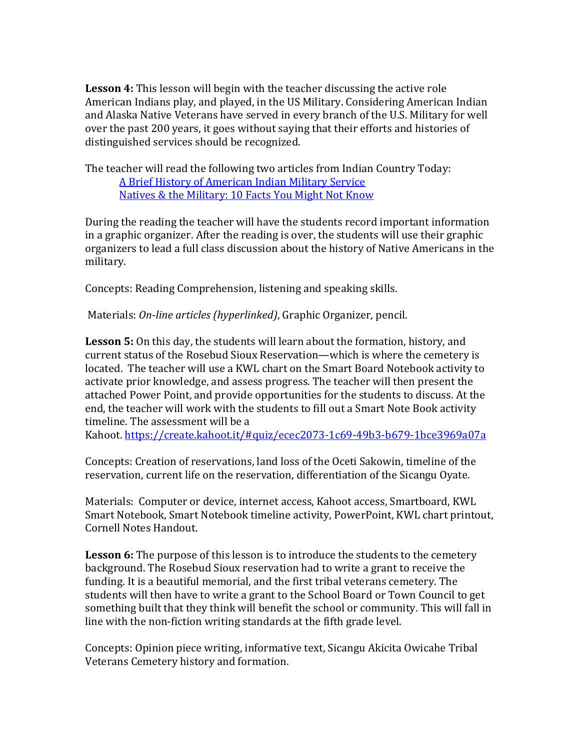**Lesson 4:** This lesson will begin with the teacher discussing the active role American Indians play, and played, in the US Military. Considering American Indian and Alaska Native Veterans have served in every branch of the U.S. Military for well over the past 200 years, it goes without saying that their efforts and histories of distinguished services should be recognized.

The teacher will read the following two articles from Indian Country Today:

A Brief History of American Indian Military Service
Natives & the Military: 10 Facts You Might Not Know

During the reading the teacher will have the students record important information in a graphic organizer. After the reading is over, the students will use their graphic organizers to lead a full class discussion about the history of Native Americans in the military.

Concepts: Reading Comprehension, listening and speaking skills.

Materials: *On-line articles (hyperlinked)*, Graphic Organizer, pencil.

**Lesson 5:** On this day, the students will learn about the formation, history, and current status of the Rosebud Sioux Reservation—which is where the cemetery is located. The teacher will use a KWL chart on the Smart Board Notebook activity to activate prior knowledge, and assess progress. The teacher will then present the attached Power Point, and provide opportunities for the students to discuss. At the end, the teacher will work with the students to fill out a Smart Note Book activity timeline. The assessment will be a Kahoot. https://create.kahoot.it/#quiz/ecec2073-1c69-49b3-b679-1bce3969a07a

Concepts: Creation of reservations, land loss of the Oceti Sakowin, timeline of the reservation, current life on the reservation, differentiation of the Sicangu Oyate.

Materials: Computer or device, internet access, Kahoot access, Smartboard, KWL Smart Notebook, Smart Notebook timeline activity, PowerPoint, KWL chart printout, Cornell Notes Handout.

**Lesson 6:** The purpose of this lesson is to introduce the students to the cemetery background. The Rosebud Sioux reservation had to write a grant to receive the funding. It is a beautiful memorial, and the first tribal veterans cemetery. The students will then have to write a grant to the School Board or Town Council to get something built that they think will benefit the school or community. This will fall in line with the non-fiction writing standards at the fifth grade level.

Concepts: Opinion piece writing, informative text, Sicangu Akicita Owicahe Tribal Veterans Cemetery history and formation.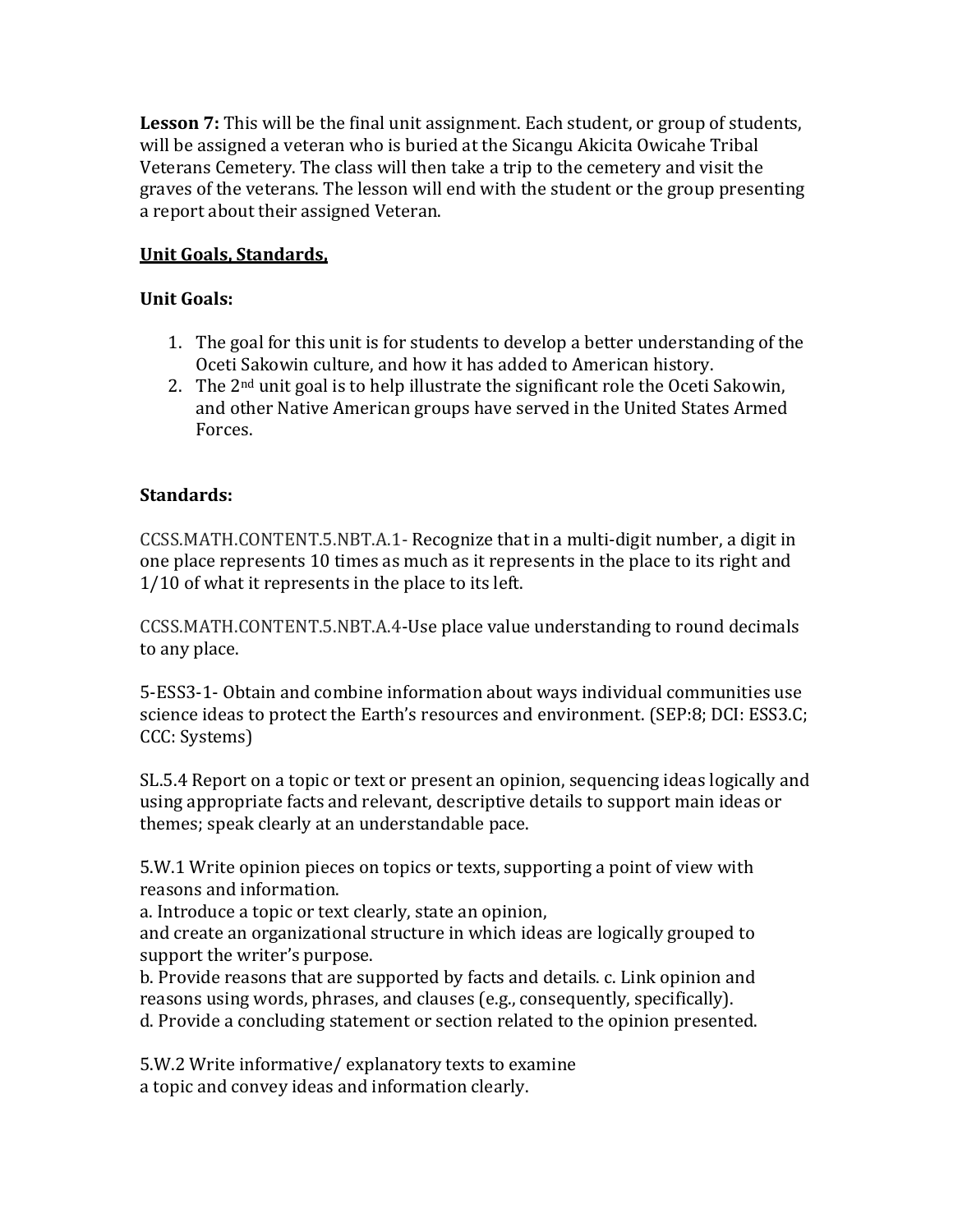**Lesson 7:** This will be the final unit assignment. Each student, or group of students, will be assigned a veteran who is buried at the Sicangu Akicita Owicahe Tribal Veterans Cemetery. The class will then take a trip to the cemetery and visit the graves of the veterans. The lesson will end with the student or the group presenting a report about their assigned Veteran.

**Unit Goals, Standards,**

**Unit Goals:**

1. The goal for this unit is for students to develop a better understanding of the Oceti Sakowin culture, and how it has added to American history.
2. The 2nd unit goal is to help illustrate the significant role the Oceti Sakowin, and other Native American groups have served in the United States Armed Forces.

**Standards:**

CCSS.MATH.CONTENT.5.NBT.A.1- Recognize that in a multi-digit number, a digit in one place represents 10 times as much as it represents in the place to its right and 1/10 of what it represents in the place to its left.

CCSS.MATH.CONTENT.5.NBT.A.4-Use place value understanding to round decimals to any place.

5-ESS3-1- Obtain and combine information about ways individual communities use science ideas to protect the Earth's resources and environment. (SEP:8; DCI: ESS3.C; CCC: Systems)

SL.5.4 Report on a topic or text or present an opinion, sequencing ideas logically and using appropriate facts and relevant, descriptive details to support main ideas or themes; speak clearly at an understandable pace.

5.W.1 Write opinion pieces on topics or texts, supporting a point of view with reasons and information.
a. Introduce a topic or text clearly, state an opinion,
and create an organizational structure in which ideas are logically grouped to support the writer's purpose.
b. Provide reasons that are supported by facts and details. c. Link opinion and reasons using words, phrases, and clauses (e.g., consequently, specifically).
d. Provide a concluding statement or section related to the opinion presented.

5.W.2 Write informative/ explanatory texts to examine
a topic and convey ideas and information clearly.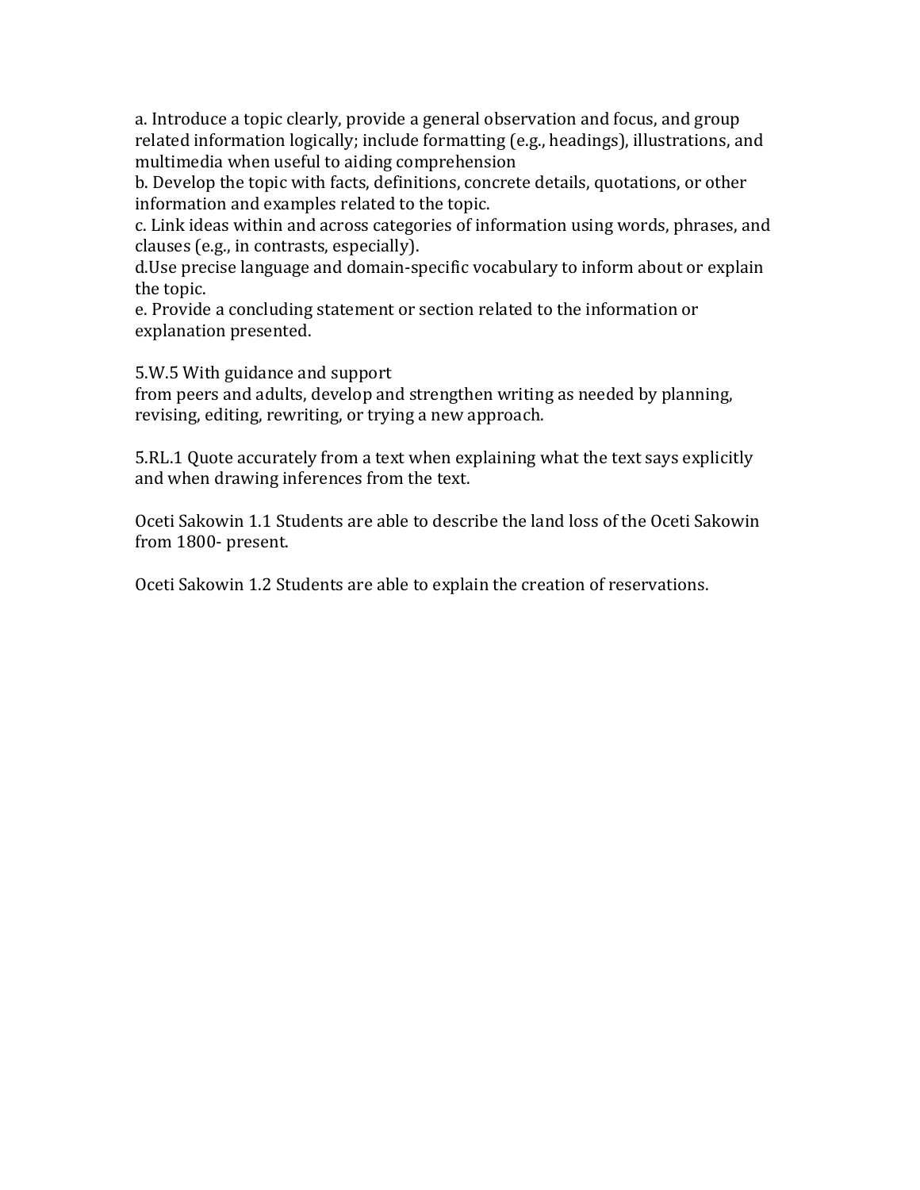a. Introduce a topic clearly, provide a general observation and focus, and group related information logically; include formatting (e.g., headings), illustrations, and multimedia when useful to aiding comprehension
b. Develop the topic with facts, definitions, concrete details, quotations, or other information and examples related to the topic.
c. Link ideas within and across categories of information using words, phrases, and clauses (e.g., in contrasts, especially).
d.Use precise language and domain-specific vocabulary to inform about or explain the topic.
e. Provide a concluding statement or section related to the information or explanation presented.

5.W.5 With guidance and support
from peers and adults, develop and strengthen writing as needed by planning, revising, editing, rewriting, or trying a new approach.

5.RL.1 Quote accurately from a text when explaining what the text says explicitly and when drawing inferences from the text.

Oceti Sakowin 1.1 Students are able to describe the land loss of the Oceti Sakowin from 1800- present.

Oceti Sakowin 1.2 Students are able to explain the creation of reservations.